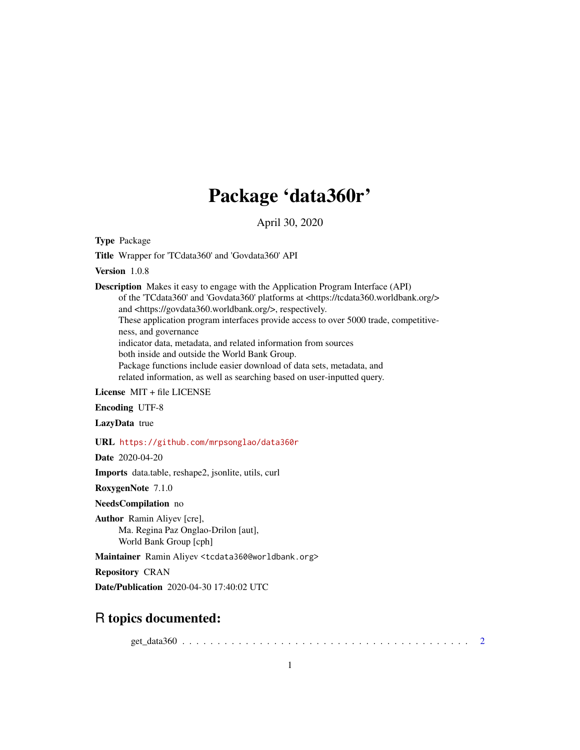# Package 'data360r'

April 30, 2020

**Type** Package

**Title** Wrapper for 'TCdata360' and 'Govdata360' API

**Version** 1.0.8

**Description** Makes it easy to engage with the Application Program Interface (API) of the 'TCdata360' and 'Govdata360' platforms at <https://tcdata360.worldbank.org/> and <https://govdata360.worldbank.org/>, respectively. These application program interfaces provide access to over 5000 trade, competitiveness, and governance indicator data, metadata, and related information from sources both inside and outside the World Bank Group. Package functions include easier download of data sets, metadata, and related information, as well as searching based on user-inputted query.

**License** MIT + file LICENSE

**Encoding** UTF-8

**LazyData** true

**URL** https://github.com/mrpsonglao/data360r

**Date** 2020-04-20

**Imports** data.table, reshape2, jsonlite, utils, curl

**RoxygenNote** 7.1.0

**NeedsCompilation** no

**Author** Ramin Aliyev [cre],
Ma. Regina Paz Onglao-Drilon [aut],
World Bank Group [cph]

**Maintainer** Ramin Aliyev <tcdata360@worldbank.org>

**Repository** CRAN

**Date/Publication** 2020-04-30 17:40:02 UTC

## R topics documented:

get_data360 . . . . . . . . . . . . . . . . . . . . . . . . . . . . . . . . . . . . . . . . . . 2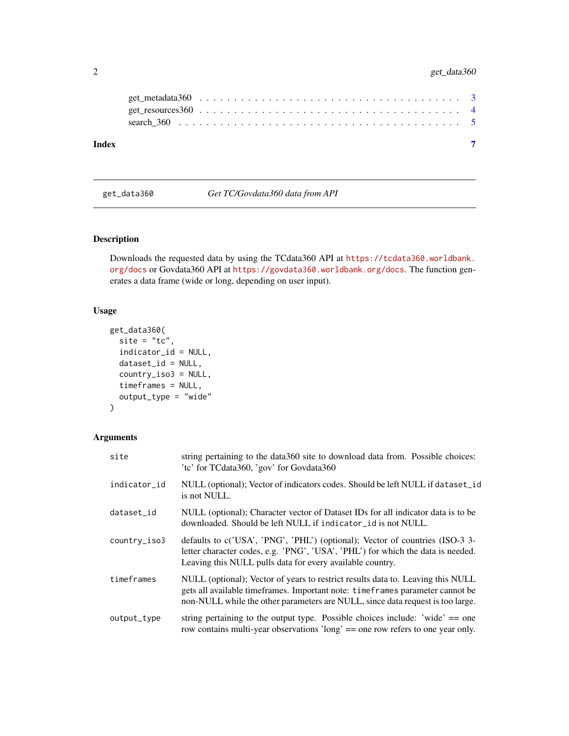get_metadata360 . . . . . . . . . . . . . . . . . . . . . . . . . . . . . . . . . . . 3
get_resources360 . . . . . . . . . . . . . . . . . . . . . . . . . . . . . . . . . . . 4
search_360 . . . . . . . . . . . . . . . . . . . . . . . . . . . . . . . . . . . . . . 5

**Index** **7**

---

## get_data360 — *Get TC/Govdata360 data from API*

---

### Description

Downloads the requested data by using the TCdata360 API at https://tcdata360.worldbank.org/docs or Govdata360 API at https://govdata360.worldbank.org/docs. The function generates a data frame (wide or long, depending on user input).

### Usage

```
get_data360(
  site = "tc",
  indicator_id = NULL,
  dataset_id = NULL,
  country_iso3 = NULL,
  timeframes = NULL,
  output_type = "wide"
)
```

### Arguments

| | |
|---|---|
| `site` | string pertaining to the data360 site to download data from. Possible choices: 'tc' for TCdata360, 'gov' for Govdata360 |
| `indicator_id` | NULL (optional); Vector of indicators codes. Should be left NULL if `dataset_id` is not NULL. |
| `dataset_id` | NULL (optional); Character vector of Dataset IDs for all indicator data is to be downloaded. Should be left NULL if `indicator_id` is not NULL. |
| `country_iso3` | defaults to c('USA', 'PNG', 'PHL') (optional); Vector of countries (ISO-3 3-letter character codes, e.g. 'PNG', 'USA', 'PHL') for which the data is needed. Leaving this NULL pulls data for every available country. |
| `timeframes` | NULL (optional); Vector of years to restrict results data to. Leaving this NULL gets all available timeframes. Important note: `timeframes` parameter cannot be non-NULL while the other parameters are NULL, since data request is too large. |
| `output_type` | string pertaining to the output type. Possible choices include: 'wide' == one row contains multi-year observations 'long' == one row refers to one year only. |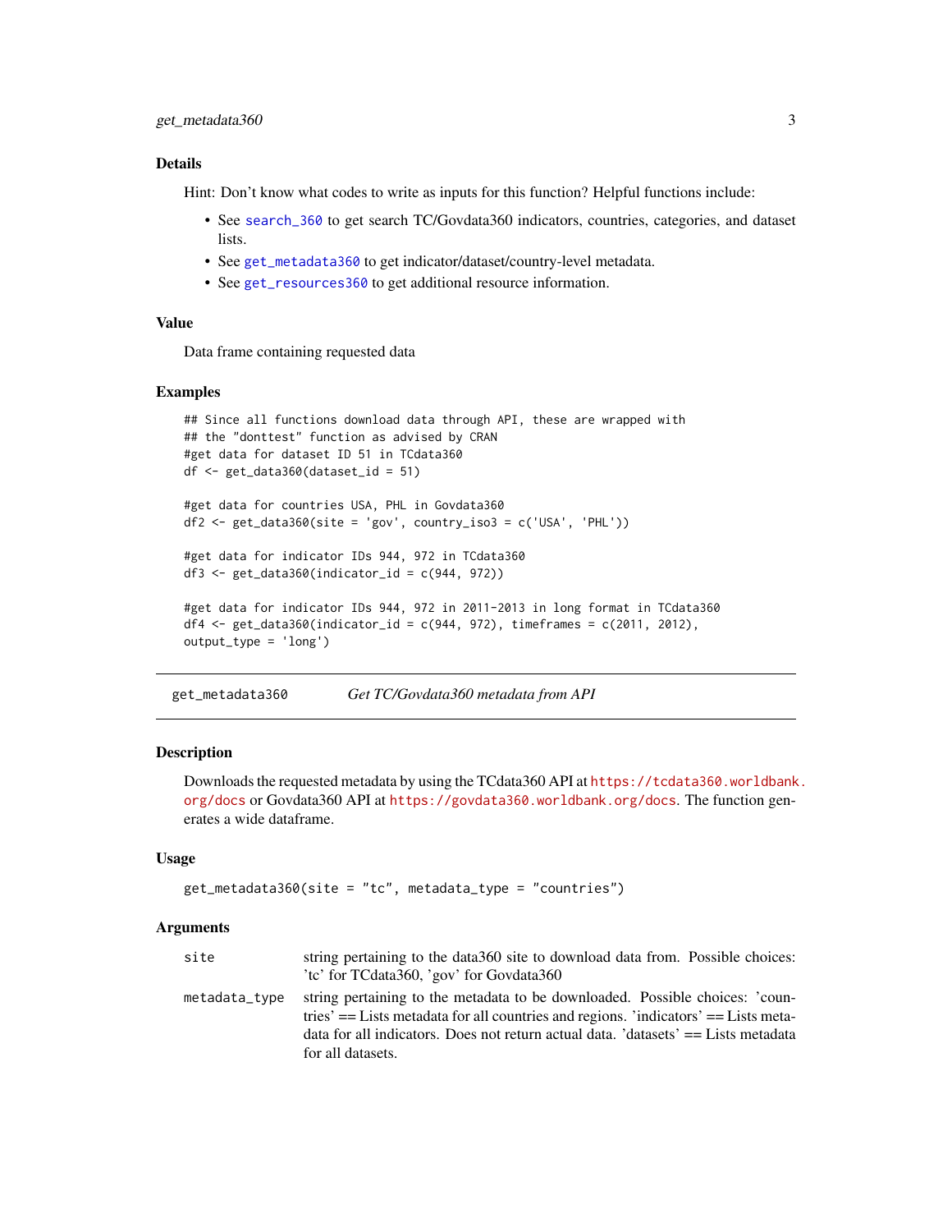### Details

Hint: Don't know what codes to write as inputs for this function? Helpful functions include:

- See search_360 to get search TC/Govdata360 indicators, countries, categories, and dataset lists.
- See get_metadata360 to get indicator/dataset/country-level metadata.
- See get_resources360 to get additional resource information.

### Value

Data frame containing requested data

### Examples

```
## Since all functions download data through API, these are wrapped with
## the "donttest" function as advised by CRAN
#get data for dataset ID 51 in TCdata360
df <- get_data360(dataset_id = 51)

#get data for countries USA, PHL in Govdata360
df2 <- get_data360(site = 'gov', country_iso3 = c('USA', 'PHL'))

#get data for indicator IDs 944, 972 in TCdata360
df3 <- get_data360(indicator_id = c(944, 972))

#get data for indicator IDs 944, 972 in 2011-2013 in long format in TCdata360
df4 <- get_data360(indicator_id = c(944, 972), timeframes = c(2011, 2012),
output_type = 'long')
```

---

## get_metadata360 — *Get TC/Govdata360 metadata from API*

### Description

Downloads the requested metadata by using the TCdata360 API at https://tcdata360.worldbank.org/docs or Govdata360 API at https://govdata360.worldbank.org/docs. The function generates a wide dataframe.

### Usage

```
get_metadata360(site = "tc", metadata_type = "countries")
```

### Arguments

| | |
|---|---|
| `site` | string pertaining to the data360 site to download data from. Possible choices: 'tc' for TCdata360, 'gov' for Govdata360 |
| `metadata_type` | string pertaining to the metadata to be downloaded. Possible choices: 'countries' == Lists metadata for all countries and regions. 'indicators' == Lists metadata for all indicators. Does not return actual data. 'datasets' == Lists metadata for all datasets. |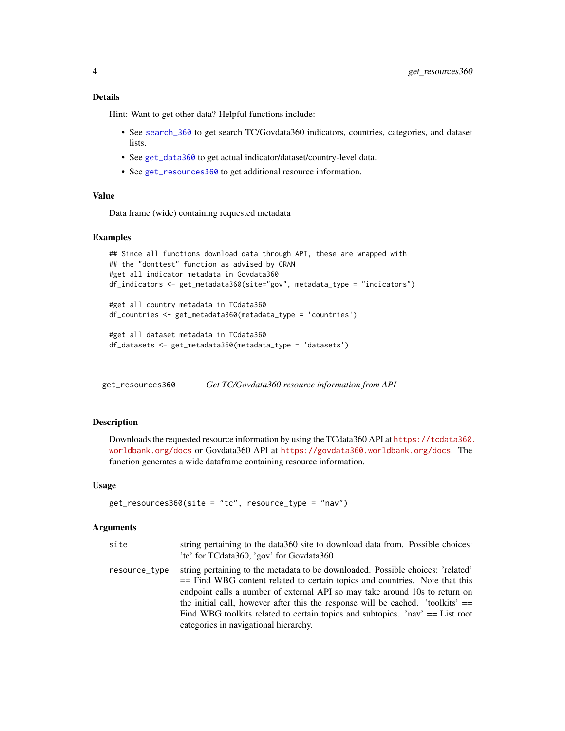### Details

Hint: Want to get other data? Helpful functions include:

- See `search_360` to get search TC/Govdata360 indicators, countries, categories, and dataset lists.
- See `get_data360` to get actual indicator/dataset/country-level data.
- See `get_resources360` to get additional resource information.

### Value

Data frame (wide) containing requested metadata

### Examples

```
## Since all functions download data through API, these are wrapped with
## the "donttest" function as advised by CRAN
#get all indicator metadata in Govdata360
df_indicators <- get_metadata360(site="gov", metadata_type = "indicators")

#get all country metadata in TCdata360
df_countries <- get_metadata360(metadata_type = 'countries')

#get all dataset metadata in TCdata360
df_datasets <- get_metadata360(metadata_type = 'datasets')
```

---

## get_resources360 — *Get TC/Govdata360 resource information from API*

### Description

Downloads the requested resource information by using the TCdata360 API at https://tcdata360.worldbank.org/docs or Govdata360 API at https://govdata360.worldbank.org/docs. The function generates a wide dataframe containing resource information.

### Usage

```
get_resources360(site = "tc", resource_type = "nav")
```

### Arguments

| Argument | Description |
|---|---|
| `site` | string pertaining to the data360 site to download data from. Possible choices: 'tc' for TCdata360, 'gov' for Govdata360 |
| `resource_type` | string pertaining to the metadata to be downloaded. Possible choices: 'related' == Find WBG content related to certain topics and countries. Note that this endpoint calls a number of external API so may take around 10s to return on the initial call, however after this the response will be cached. 'toolkits' == Find WBG toolkits related to certain topics and subtopics. 'nav' == List root categories in navigational hierarchy. |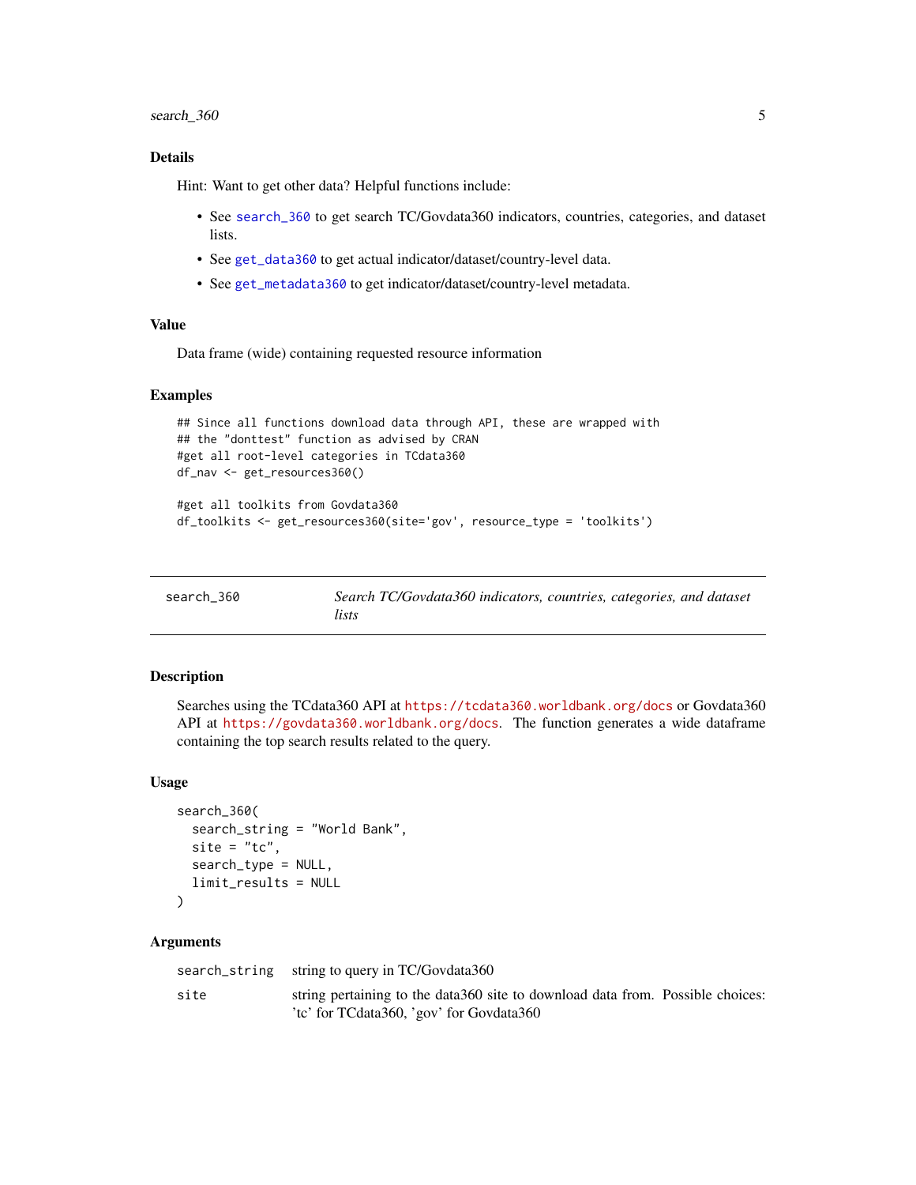### Details

Hint: Want to get other data? Helpful functions include:

- See search_360 to get search TC/Govdata360 indicators, countries, categories, and dataset lists.
- See get_data360 to get actual indicator/dataset/country-level data.
- See get_metadata360 to get indicator/dataset/country-level metadata.

### Value

Data frame (wide) containing requested resource information

### Examples

```
## Since all functions download data through API, these are wrapped with
## the "donttest" function as advised by CRAN
#get all root-level categories in TCdata360
df_nav <- get_resources360()

#get all toolkits from Govdata360
df_toolkits <- get_resources360(site='gov', resource_type = 'toolkits')
```

---

## search_360 — *Search TC/Govdata360 indicators, countries, categories, and dataset lists*

---

### Description

Searches using the TCdata360 API at https://tcdata360.worldbank.org/docs or Govdata360 API at https://govdata360.worldbank.org/docs. The function generates a wide dataframe containing the top search results related to the query.

### Usage

```
search_360(
  search_string = "World Bank",
  site = "tc",
  search_type = NULL,
  limit_results = NULL
)
```

### Arguments

| | |
|---|---|
| search_string | string to query in TC/Govdata360 |
| site | string pertaining to the data360 site to download data from. Possible choices: 'tc' for TCdata360, 'gov' for Govdata360 |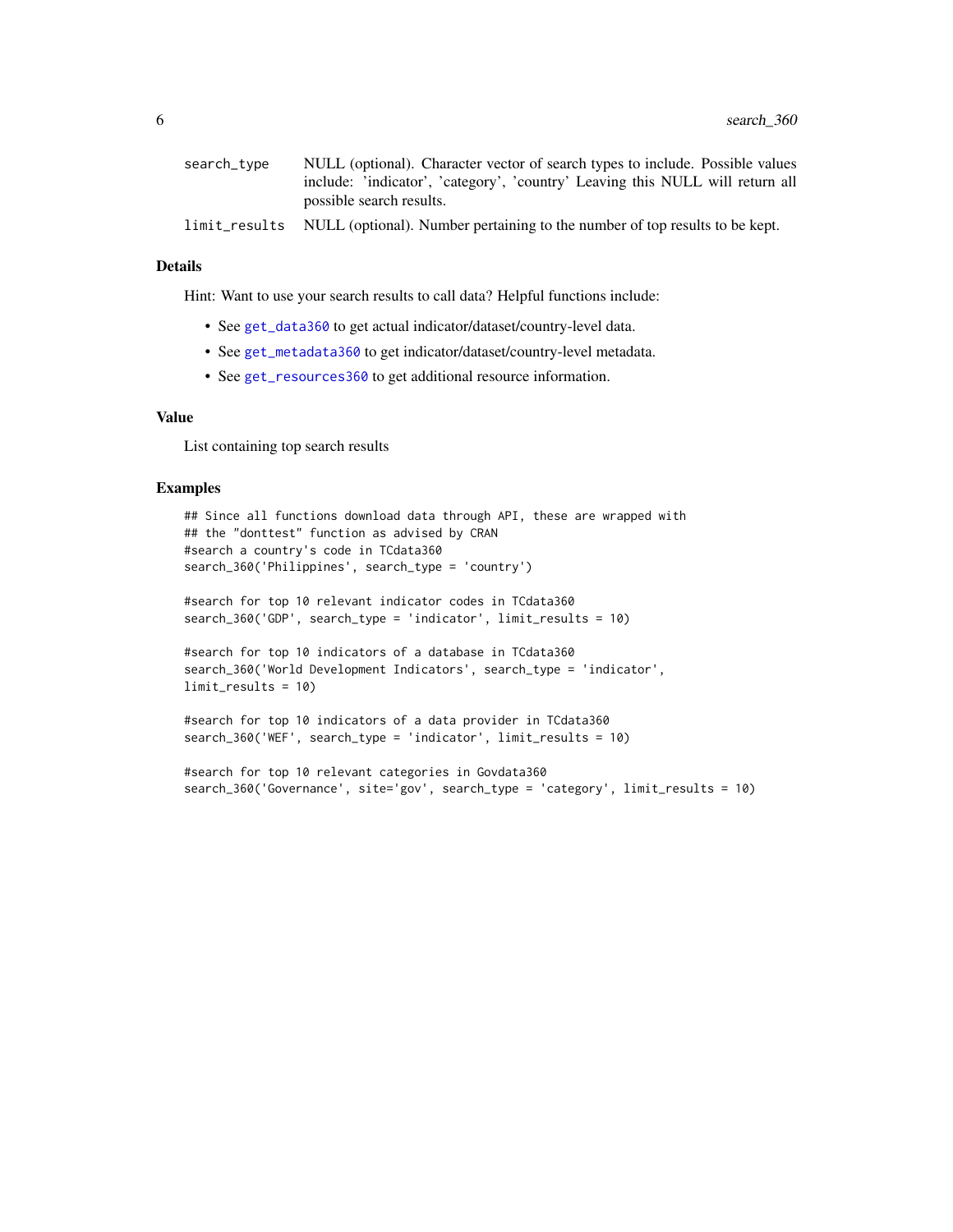| | |
|---|---|
| search_type | NULL (optional). Character vector of search types to include. Possible values include: 'indicator', 'category', 'country' Leaving this NULL will return all possible search results. |
| limit_results | NULL (optional). Number pertaining to the number of top results to be kept. |

## Details

Hint: Want to use your search results to call data? Helpful functions include:

- See get_data360 to get actual indicator/dataset/country-level data.
- See get_metadata360 to get indicator/dataset/country-level metadata.
- See get_resources360 to get additional resource information.

## Value

List containing top search results

## Examples

```
## Since all functions download data through API, these are wrapped with
## the "donttest" function as advised by CRAN
#search a country's code in TCdata360
search_360('Philippines', search_type = 'country')

#search for top 10 relevant indicator codes in TCdata360
search_360('GDP', search_type = 'indicator', limit_results = 10)

#search for top 10 indicators of a database in TCdata360
search_360('World Development Indicators', search_type = 'indicator',
limit_results = 10)

#search for top 10 indicators of a data provider in TCdata360
search_360('WEF', search_type = 'indicator', limit_results = 10)

#search for top 10 relevant categories in Govdata360
search_360('Governance', site='gov', search_type = 'category', limit_results = 10)
```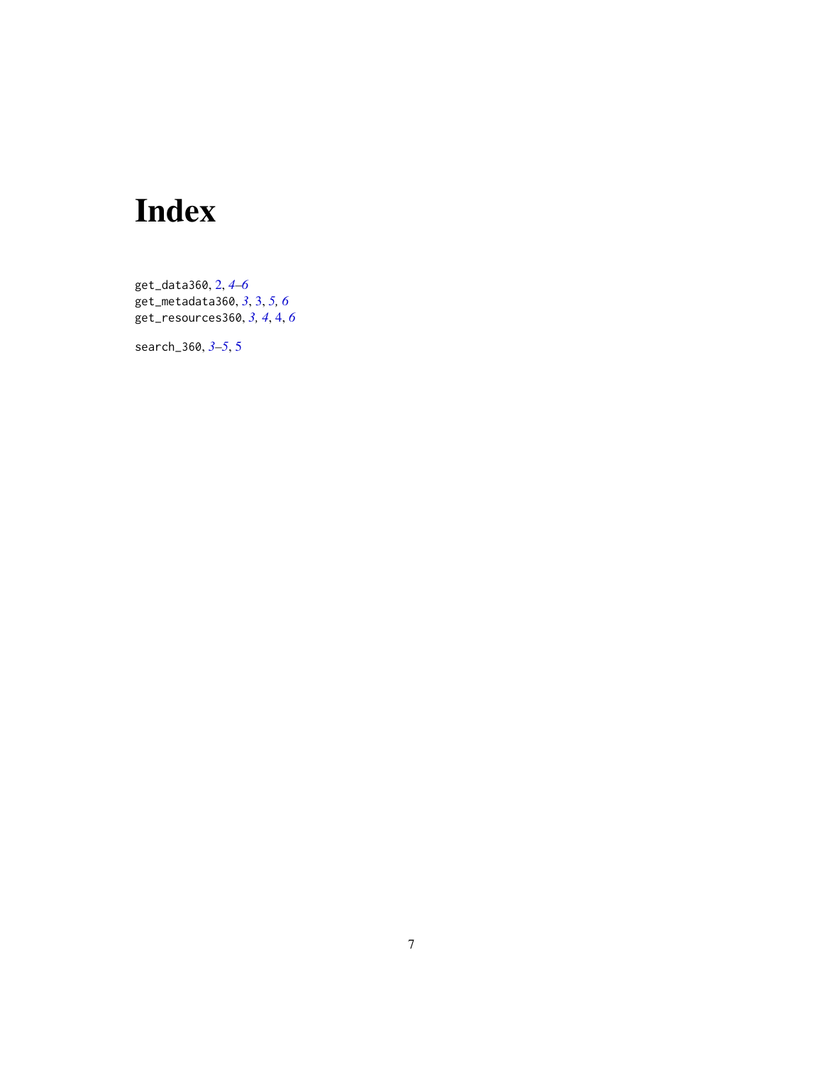# Index

get_data360, 2, *4–6*
get_metadata360, *3*, 3, *5, 6*
get_resources360, *3, 4*, 4, *6*

search_360, *3–5*, 5